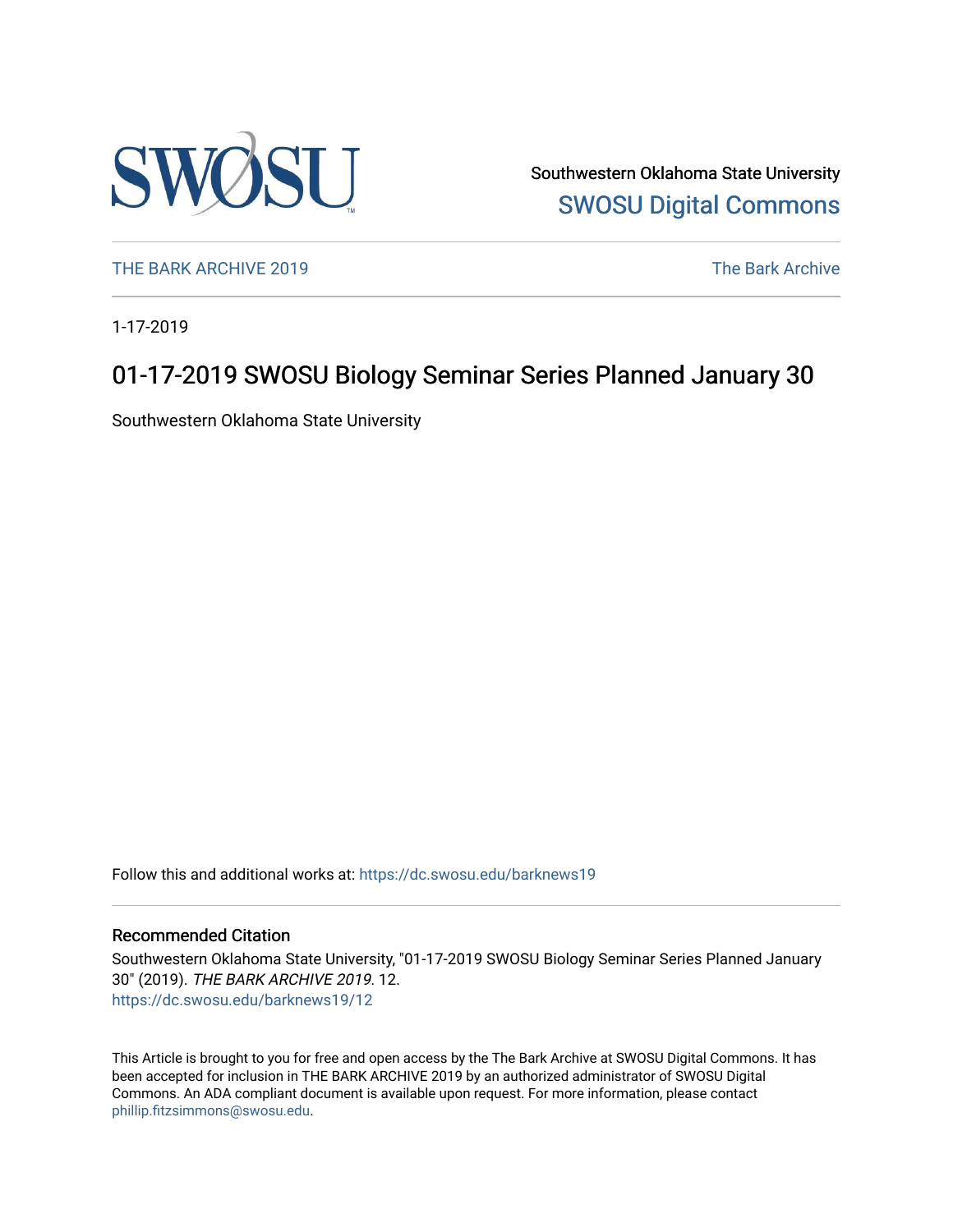Southwestern Oklahoma State University
SWOSU Digital Commons

THE BARK ARCHIVE 2019 | The Bark Archive

1-17-2019

# 01-17-2019 SWOSU Biology Seminar Series Planned January 30

Southwestern Oklahoma State University

Follow this and additional works at: https://dc.swosu.edu/barknews19

## Recommended Citation

Southwestern Oklahoma State University, "01-17-2019 SWOSU Biology Seminar Series Planned January 30" (2019). *THE BARK ARCHIVE 2019*. 12.
https://dc.swosu.edu/barknews19/12

This Article is brought to you for free and open access by the The Bark Archive at SWOSU Digital Commons. It has been accepted for inclusion in THE BARK ARCHIVE 2019 by an authorized administrator of SWOSU Digital Commons. An ADA compliant document is available upon request. For more information, please contact phillip.fitzsimmons@swosu.edu.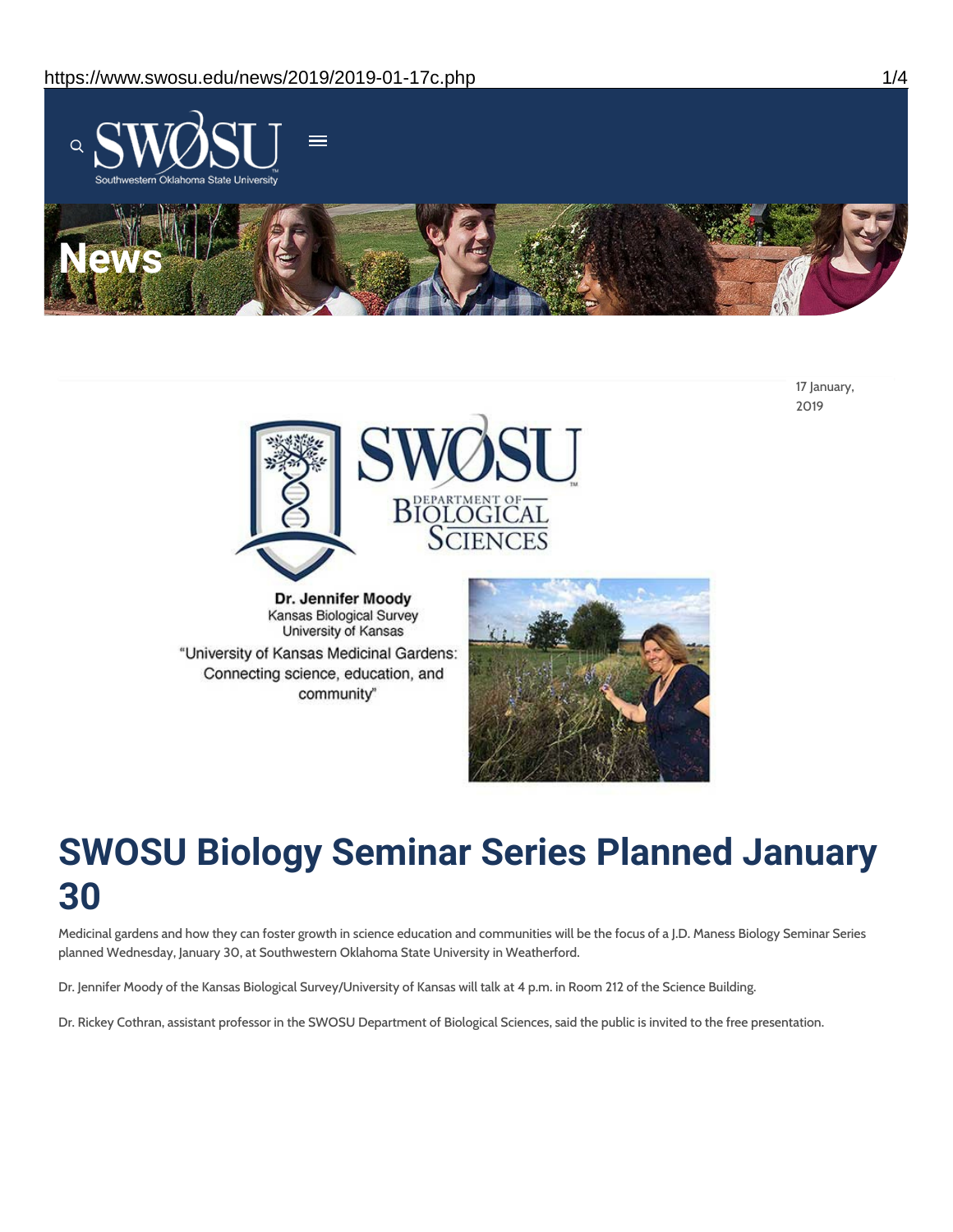17 January, 2019

Dr. Jennifer Moody
Kansas Biological Survey
University of Kansas
"University of Kansas Medicinal Gardens: Connecting science, education, and community"

# SWOSU Biology Seminar Series Planned January 30

Medicinal gardens and how they can foster growth in science education and communities will be the focus of a J.D. Maness Biology Seminar Series planned Wednesday, January 30, at Southwestern Oklahoma State University in Weatherford.

Dr. Jennifer Moody of the Kansas Biological Survey/University of Kansas will talk at 4 p.m. in Room 212 of the Science Building.

Dr. Rickey Cothran, assistant professor in the SWOSU Department of Biological Sciences, said the public is invited to the free presentation.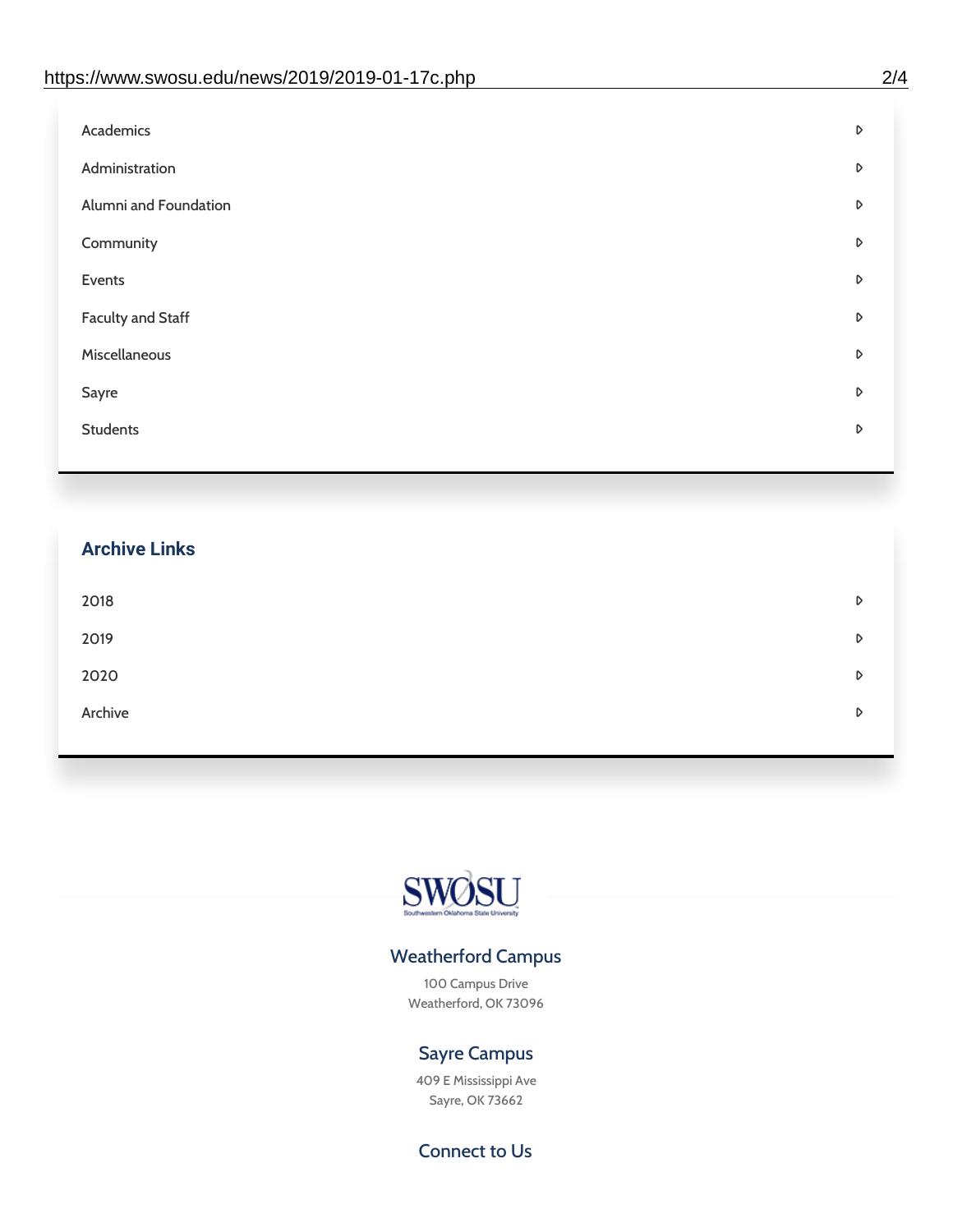- Academics
- Administration
- Alumni and Foundation
- Community
- Events
- Faculty and Staff
- Miscellaneous
- Sayre
- Students

## Archive Links

- 2018
- 2019
- 2020
- Archive

SWOSU
Southwestern Oklahoma State University

### Weatherford Campus

100 Campus Drive
Weatherford, OK 73096

### Sayre Campus

409 E Mississippi Ave
Sayre, OK 73662

### Connect to Us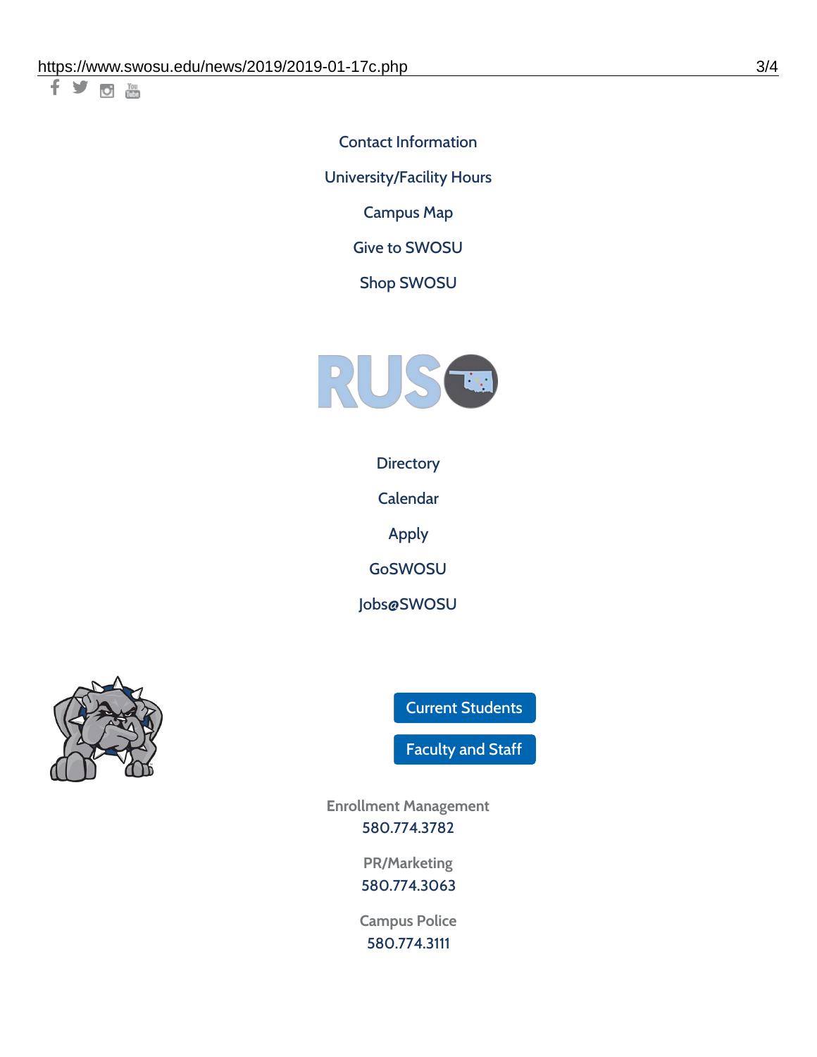Contact Information

University/Facility Hours

Campus Map

Give to SWOSU

Shop SWOSU

Directory

Calendar

Apply

GoSWOSU

Jobs@SWOSU

Current Students

Faculty and Staff

Enrollment Management
580.774.3782

PR/Marketing
580.774.3063

Campus Police
580.774.3111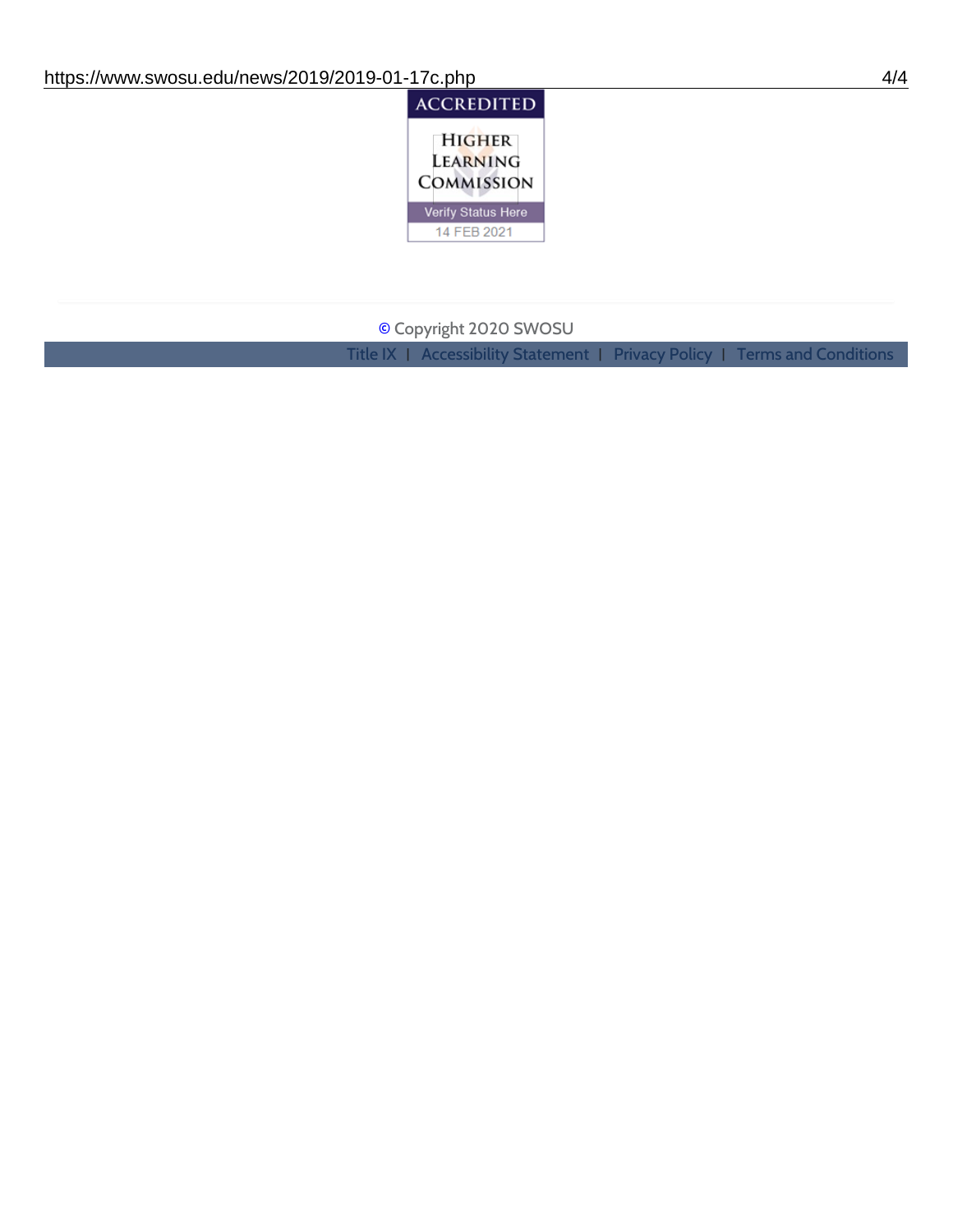ACCREDITED

HIGHER LEARNING COMMISSION

Verify Status Here

14 FEB 2021

© Copyright 2020 SWOSU

Title IX | Accessibility Statement | Privacy Policy | Terms and Conditions